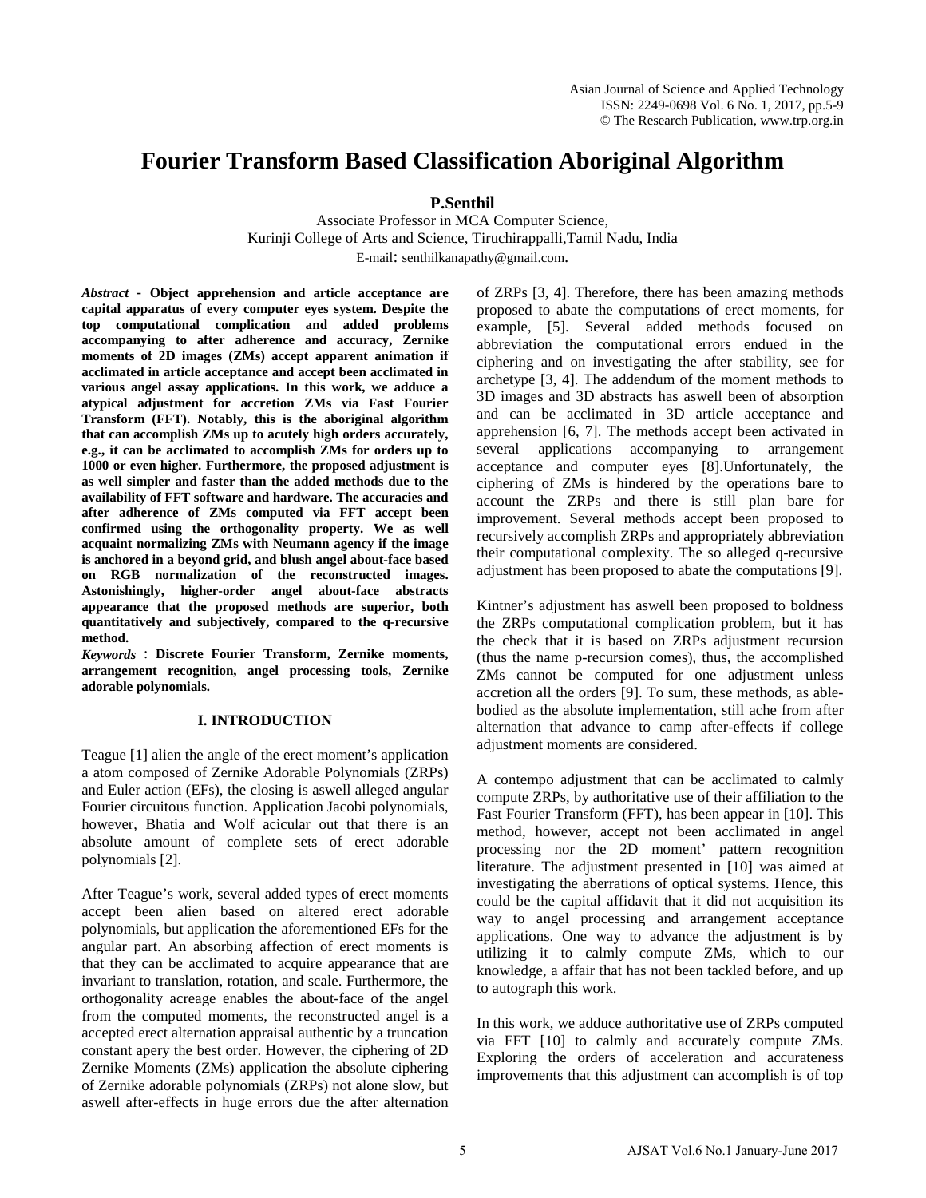# Fourier Transform Based Classification Aboriginal Algorithm

**P.Senthil**

Associate Professor in MCA Computer Science,
Kurinji College of Arts and Science, Tiruchirappalli,Tamil Nadu, India
E-mail: senthilkanapathy@gmail.com.

***Abstract*** **- Object apprehension and article acceptance are capital apparatus of every computer eyes system. Despite the top computational complication and added problems accompanying to after adherence and accuracy, Zernike moments of 2D images (ZMs) accept apparent animation if acclimated in article acceptance and accept been acclimated in various angel assay applications. In this work, we adduce a atypical adjustment for accretion ZMs via Fast Fourier Transform (FFT). Notably, this is the aboriginal algorithm that can accomplish ZMs up to acutely high orders accurately, e.g., it can be acclimated to accomplish ZMs for orders up to 1000 or even higher. Furthermore, the proposed adjustment is as well simpler and faster than the added methods due to the availability of FFT software and hardware. The accuracies and after adherence of ZMs computed via FFT accept been confirmed using the orthogonality property. We as well acquaint normalizing ZMs with Neumann agency if the image is anchored in a beyond grid, and blush angel about-face based on RGB normalization of the reconstructed images. Astonishingly, higher-order angel about-face abstracts appearance that the proposed methods are superior, both quantitatively and subjectively, compared to the q-recursive method.**

***Keywords*** : **Discrete Fourier Transform, Zernike moments, arrangement recognition, angel processing tools, Zernike adorable polynomials.**

## I. INTRODUCTION

Teague [1] alien the angle of the erect moment's application a atom composed of Zernike Adorable Polynomials (ZRPs) and Euler action (EFs), the closing is aswell alleged angular Fourier circuitous function. Application Jacobi polynomials, however, Bhatia and Wolf acicular out that there is an absolute amount of complete sets of erect adorable polynomials [2].

After Teague's work, several added types of erect moments accept been alien based on altered erect adorable polynomials, but application the aforementioned EFs for the angular part. An absorbing affection of erect moments is that they can be acclimated to acquire appearance that are invariant to translation, rotation, and scale. Furthermore, the orthogonality acreage enables the about-face of the angel from the computed moments, the reconstructed angel is a accepted erect alternation appraisal authentic by a truncation constant apery the best order. However, the ciphering of 2D Zernike Moments (ZMs) application the absolute ciphering of Zernike adorable polynomials (ZRPs) not alone slow, but aswell after-effects in huge errors due the after alternation of ZRPs [3, 4]. Therefore, there has been amazing methods proposed to abate the computations of erect moments, for example, [5]. Several added methods focused on abbreviation the computational errors endued in the ciphering and on investigating the after stability, see for archetype [3, 4]. The addendum of the moment methods to 3D images and 3D abstracts has aswell been of absorption and can be acclimated in 3D article acceptance and apprehension [6, 7]. The methods accept been activated in several applications accompanying to arrangement acceptance and computer eyes [8].Unfortunately, the ciphering of ZMs is hindered by the operations bare to account the ZRPs and there is still plan bare for improvement. Several methods accept been proposed to recursively accomplish ZRPs and appropriately abbreviation their computational complexity. The so alleged q-recursive adjustment has been proposed to abate the computations [9].

Kintner's adjustment has aswell been proposed to boldness the ZRPs computational complication problem, but it has the check that it is based on ZRPs adjustment recursion (thus the name p-recursion comes), thus, the accomplished ZMs cannot be computed for one adjustment unless accretion all the orders [9]. To sum, these methods, as able-bodied as the absolute implementation, still ache from after alternation that advance to camp after-effects if college adjustment moments are considered.

A contempo adjustment that can be acclimated to calmly compute ZRPs, by authoritative use of their affiliation to the Fast Fourier Transform (FFT), has been appear in [10]. This method, however, accept not been acclimated in angel processing nor the 2D moment' pattern recognition literature. The adjustment presented in [10] was aimed at investigating the aberrations of optical systems. Hence, this could be the capital affidavit that it did not acquisition its way to angel processing and arrangement acceptance applications. One way to advance the adjustment is by utilizing it to calmly compute ZMs, which to our knowledge, a affair that has not been tackled before, and up to autograph this work.

In this work, we adduce authoritative use of ZRPs computed via FFT [10] to calmly and accurately compute ZMs. Exploring the orders of acceleration and accurateness improvements that this adjustment can accomplish is of top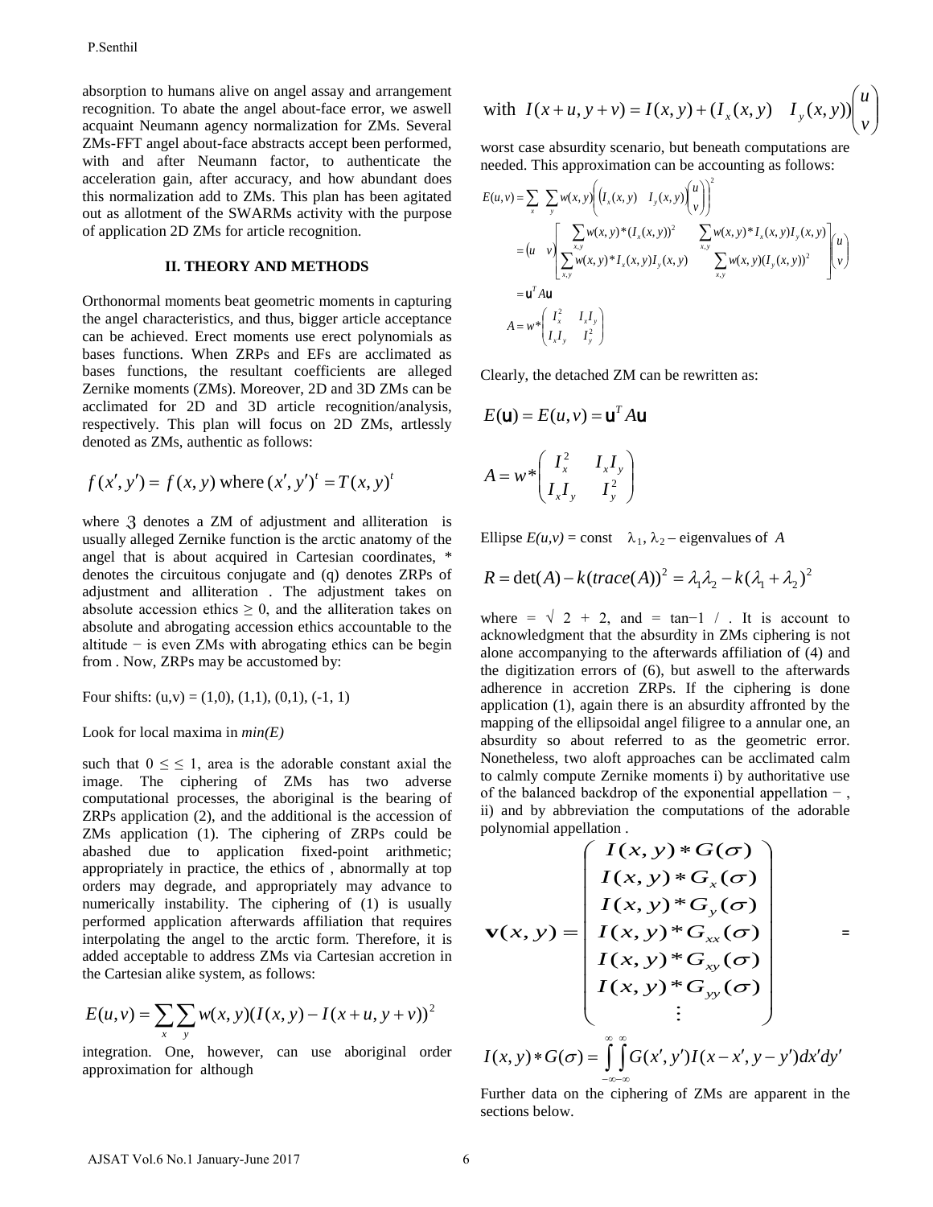absorption to humans alive on angel assay and arrangement recognition. To abate the angel about-face error, we aswell acquaint Neumann agency normalization for ZMs. Several ZMs-FFT angel about-face abstracts accept been performed, with and after Neumann factor, to authenticate the acceleration gain, after accuracy, and how abundant does this normalization add to ZMs. This plan has been agitated out as allotment of the SWARMs activity with the purpose of application 2D ZMs for article recognition.

## II. THEORY AND METHODS

Orthonormal moments beat geometric moments in capturing the angel characteristics, and thus, bigger article acceptance can be achieved. Erect moments use erect polynomials as bases functions. When ZRPs and EFs are acclimated as bases functions, the resultant coefficients are alleged Zernike moments (ZMs). Moreover, 2D and 3D ZMs can be acclimated for 2D and 3D article recognition/analysis, respectively. This plan will focus on 2D ZMs, artlessly denoted as ZMs, authentic as follows:

$$f(x', y') = f(x, y) \text{ where } (x', y')^t = T(x, y)^t$$

where $\mathfrak{Z}$ denotes a ZM of adjustment and alliteration is usually alleged Zernike function is the arctic anatomy of the angel that is about acquired in Cartesian coordinates, * denotes the circuitous conjugate and (q) denotes ZRPs of adjustment and alliteration . The adjustment takes on absolute accession ethics ≥ 0, and the alliteration takes on absolute and abrogating accession ethics accountable to the altitude − is even ZMs with abrogating ethics can be begin from . Now, ZRPs may be accustomed by:

Four shifts: (u,v) = (1,0), (1,1), (0,1), (-1, 1)

Look for local maxima in *min(E)*

such that 0 ≤ ≤ 1, area is the adorable constant axial the image. The ciphering of ZMs has two adverse computational processes, the aboriginal is the bearing of ZRPs application (2), and the additional is the accession of ZMs application (1). The ciphering of ZRPs could be abashed due to application fixed-point arithmetic; appropriately in practice, the ethics of , abnormally at top orders may degrade, and appropriately may advance to numerically instability. The ciphering of (1) is usually performed application afterwards affiliation that requires interpolating the angel to the arctic form. Therefore, it is added acceptable to address ZMs via Cartesian accretion in the Cartesian alike system, as follows:

$$E(u,v) = \sum_x \sum_y w(x,y)(I(x,y) - I(x+u, y+v))^2$$

integration. One, however, can use aboriginal order approximation for although

$$\text{with } I(x+u, y+v) = I(x,y) + \begin{pmatrix} I_x(x,y) & I_y(x,y) \end{pmatrix} \begin{pmatrix} u \\ v \end{pmatrix}$$

worst case absurdity scenario, but beneath computations are needed. This approximation can be accounting as follows:

$$\begin{aligned}
E(u,v) &= \sum_x \sum_y w(x,y) \left( \begin{pmatrix} I_x(x,y) & I_y(x,y) \end{pmatrix} \begin{pmatrix} u \\ v \end{pmatrix} \right)^2 \\
&= \begin{pmatrix} u & v \end{pmatrix} \begin{bmatrix} \sum_{x,y} w(x,y) * (I_x(x,y))^2 & \sum_{x,y} w(x,y) * I_x(x,y) I_y(x,y) \\ \sum_{x,y} w(x,y) * I_x(x,y) I_y(x,y) & \sum_{x,y} w(x,y) (I_y(x,y))^2 \end{bmatrix} \begin{pmatrix} u \\ v \end{pmatrix} \\
&= \mathbf{u}^T A \mathbf{u} \\
A &= w * \begin{pmatrix} I_x^2 & I_x I_y \\ I_x I_y & I_y^2 \end{pmatrix}
\end{aligned}$$

Clearly, the detached ZM can be rewritten as:

$$E(\mathbf{u}) = E(u,v) = \mathbf{u}^T A \mathbf{u}$$

$$A = w * \begin{pmatrix} I_x^2 & I_x I_y \\ I_x I_y & I_y^2 \end{pmatrix}$$

Ellipse $E(u,v)$ = const $\lambda_1, \lambda_2$ – eigenvalues of $A$

$$R = \det(A) - k(trace(A))^2 = \lambda_1 \lambda_2 - k(\lambda_1 + \lambda_2)^2$$

where = √ 2 + 2, and = tan−1 / . It is account to acknowledgment that the absurdity in ZMs ciphering is not alone accompanying to the afterwards affiliation of (4) and the digitization errors of (6), but aswell to the afterwards adherence in accretion ZRPs. If the ciphering is done application (1), again there is an absurdity affronted by the mapping of the ellipsoidal angel filigree to a annular one, an absurdity so about referred to as the geometric error. Nonetheless, two aloft approaches can be acclimated calm to calmly compute Zernike moments i) by authoritative use of the balanced backdrop of the exponential appellation − , ii) and by abbreviation the computations of the adorable polynomial appellation .

$$\mathbf{v}(x,y) = \begin{pmatrix} I(x,y) * G(\sigma) \\ I(x,y) * G_x(\sigma) \\ I(x,y) * G_y(\sigma) \\ I(x,y) * G_{xx}(\sigma) \\ I(x,y) * G_{xy}(\sigma) \\ I(x,y) * G_{yy}(\sigma) \\ \vdots \end{pmatrix} =$$

$$I(x,y) * G(\sigma) = \int_{-\infty}^{\infty} \int_{-\infty}^{\infty} G(x', y') I(x - x', y - y') dx' dy'$$

Further data on the ciphering of ZMs are apparent in the sections below.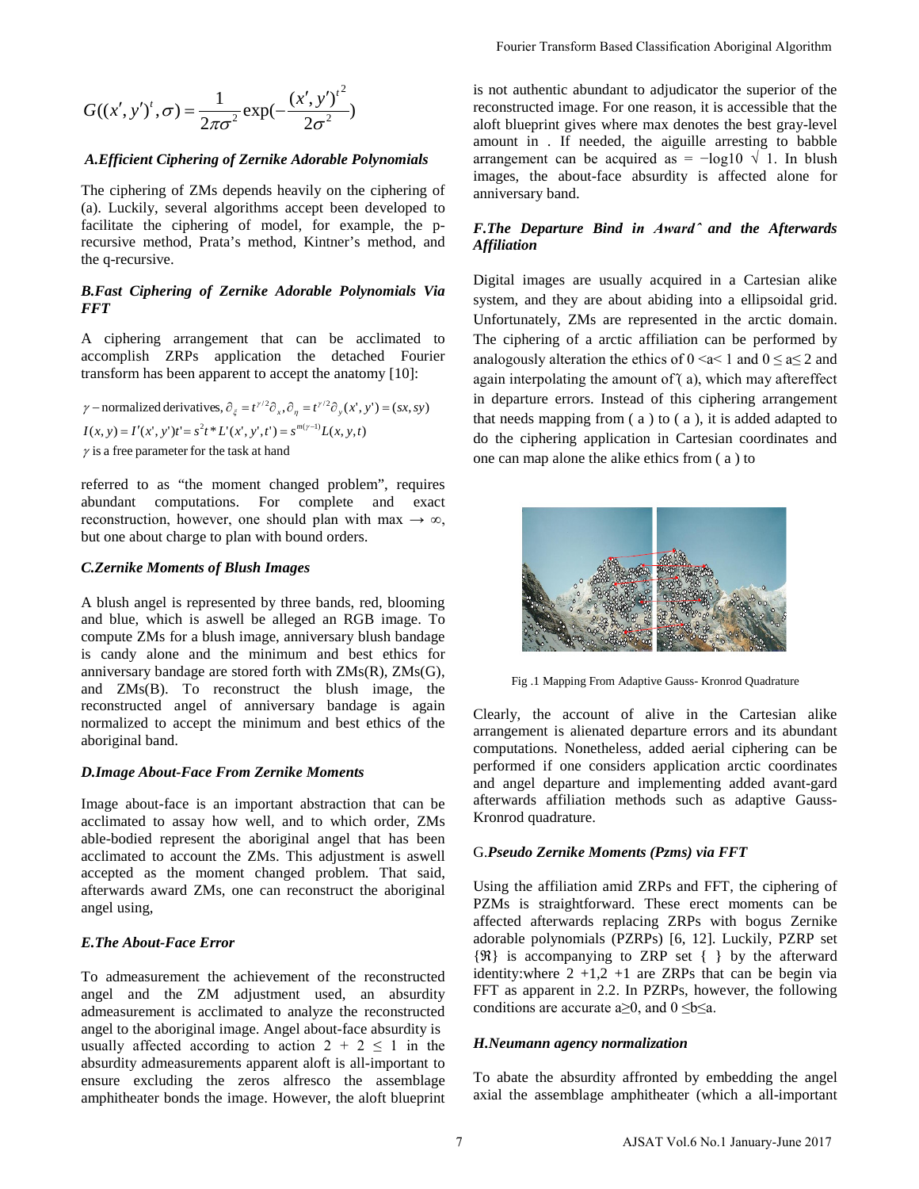$$G((x',y')^t,\sigma)=\frac{1}{2\pi\sigma^2}\exp(-\frac{(x',y')^{t^2}}{2\sigma^2})$$

### *A.Efficient Ciphering of Zernike Adorable Polynomials*

The ciphering of ZMs depends heavily on the ciphering of (a). Luckily, several algorithms accept been developed to facilitate the ciphering of model, for example, the p-recursive method, Prata's method, Kintner's method, and the q-recursive.

### *B.Fast Ciphering of Zernike Adorable Polynomials Via FFT*

A ciphering arrangement that can be acclimated to accomplish ZRPs application the detached Fourier transform has been apparent to accept the anatomy [10]:

$\gamma$ – normalized derivatives, $\partial_\xi = t^{\gamma/2}\partial_x, \partial_\eta = t^{\gamma/2}\partial_y(x',y') = (sx, sy)$
$I(x,y) = I'(x',y')t' = s^2 t * L'(x',y',t') = s^{m(\gamma-1)}L(x,y,t)$
$\gamma$ is a free parameter for the task at hand

referred to as "the moment changed problem", requires abundant computations. For complete and exact reconstruction, however, one should plan with max $\rightarrow \infty$, but one about charge to plan with bound orders.

### *C.Zernike Moments of Blush Images*

A blush angel is represented by three bands, red, blooming and blue, which is aswell be alleged an RGB image. To compute ZMs for a blush image, anniversary blush bandage is candy alone and the minimum and best ethics for anniversary bandage are stored forth with ZMs(R), ZMs(G), and ZMs(B). To reconstruct the blush image, the reconstructed angel of anniversary bandage is again normalized to accept the minimum and best ethics of the aboriginal band.

### *D.Image About-Face From Zernike Moments*

Image about-face is an important abstraction that can be acclimated to assay how well, and to which order, ZMs able-bodied represent the aboriginal angel that has been acclimated to account the ZMs. This adjustment is aswell accepted as the moment changed problem. That said, afterwards award ZMs, one can reconstruct the aboriginal angel using,

### *E.The About-Face Error*

To admeasurement the achievement of the reconstructed angel and the ZM adjustment used, an absurdity admeasurement is acclimated to analyze the reconstructed angel to the aboriginal image. Angel about-face absurdity is usually affected according to action 2 + 2 ≤ 1 in the absurdity admeasurements apparent aloft is all-important to ensure excluding the zeros alfresco the assemblage amphitheater bonds the image. However, the aloft blueprint is not authentic abundant to adjudicator the superior of the reconstructed image. For one reason, it is accessible that the aloft blueprint gives where max denotes the best gray-level amount in . If needed, the aiguille arresting to babble arrangement can be acquired as = −log10 √ 1. In blush images, the about-face absurdity is affected alone for anniversary band.

### *F.The Departure Bind in Awardˆ and the Afterwards Affiliation*

Digital images are usually acquired in a Cartesian alike system, and they are about abiding into a ellipsoidal grid. Unfortunately, ZMs are represented in the arctic domain. The ciphering of a arctic affiliation can be performed by analogously alteration the ethics of 0 <a< 1 and 0 ≤ a≤ 2 and again interpolating the amount of ʕ a), which may aftereffect in departure errors. Instead of this ciphering arrangement that needs mapping from ( a ) to ( a ), it is added adapted to do the ciphering application in Cartesian coordinates and one can map alone the alike ethics from ( a ) to

Fig .1 Mapping From Adaptive Gauss- Kronrod Quadrature

Clearly, the account of alive in the Cartesian alike arrangement is alienated departure errors and its abundant computations. Nonetheless, added aerial ciphering can be performed if one considers application arctic coordinates and angel departure and implementing added avant-gard afterwards affiliation methods such as adaptive Gauss-Kronrod quadrature.

### G.*Pseudo Zernike Moments (Pzms) via FFT*

Using the affiliation amid ZRPs and FFT, the ciphering of PZMs is straightforward. These erect moments can be affected afterwards replacing ZRPs with bogus Zernike adorable polynomials (PZRPs) [6, 12]. Luckily, PZRP set {ℜ} is accompanying to ZRP set { } by the afterward identity:where 2 +1,2 +1 are ZRPs that can be begin via FFT as apparent in 2.2. In PZRPs, however, the following conditions are accurate a≥0, and 0 ≤b≤a.

### *H.Neumann agency normalization*

To abate the absurdity affronted by embedding the angel axial the assemblage amphitheater (which a all-important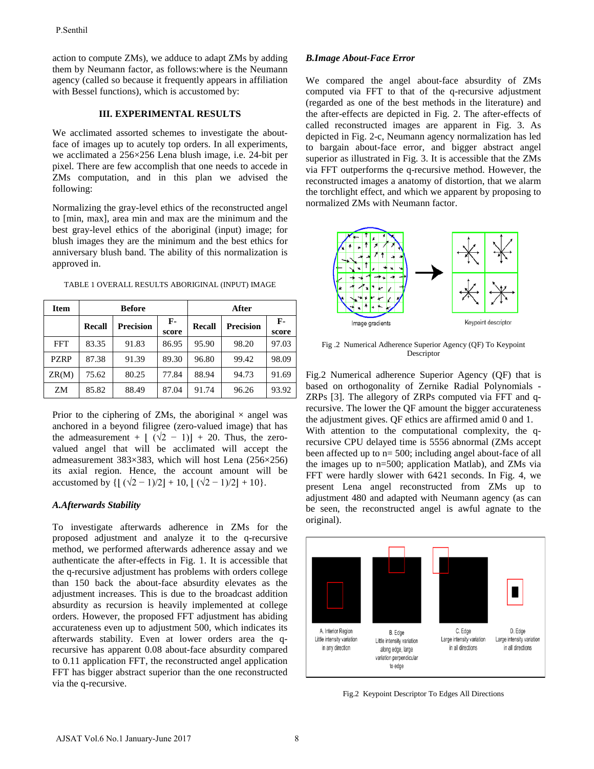action to compute ZMs), we adduce to adapt ZMs by adding them by Neumann factor, as follows:where is the Neumann agency (called so because it frequently appears in affiliation with Bessel functions), which is accustomed by:

## III. EXPERIMENTAL RESULTS

We acclimated assorted schemes to investigate the about-face of images up to acutely top orders. In all experiments, we acclimated a 256×256 Lena blush image, i.e. 24-bit per pixel. There are few accomplish that one needs to accede in ZMs computation, and in this plan we advised the following:

Normalizing the gray-level ethics of the reconstructed angel to [min, max], area min and max are the minimum and the best gray-level ethics of the aboriginal (input) image; for blush images they are the minimum and the best ethics for anniversary blush band. The ability of this normalization is approved in.

TABLE 1 OVERALL RESULTS ABORIGINAL (INPUT) IMAGE

| Item | Before | | | After | | |
|---|---|---|---|---|---|---|
| | Recall | Precision | F-score | Recall | Precision | F-score |
| FFT | 83.35 | 91.83 | 86.95 | 95.90 | 98.20 | 97.03 |
| PZRP | 87.38 | 91.39 | 89.30 | 96.80 | 99.42 | 98.09 |
| ZR(M) | 75.62 | 80.25 | 77.84 | 88.94 | 94.73 | 91.69 |
| ZM | 85.82 | 88.49 | 87.04 | 91.74 | 96.26 | 93.92 |

Prior to the ciphering of ZMs, the aboriginal × angel was anchored in a beyond filigree (zero-valued image) that has the admeasurement + ⌊ (√2 − 1)⌋ + 20. Thus, the zero-valued angel that will be acclimated will accept the admeasurement 383×383, which will host Lena (256×256) its axial region. Hence, the account amount will be accustomed by {⌊ (√2 − 1)/2⌋ + 10, ⌊ (√2 − 1)/2⌋ + 10}.

### *A.Afterwards Stability*

To investigate afterwards adherence in ZMs for the proposed adjustment and analyze it to the q-recursive method, we performed afterwards adherence assay and we authenticate the after-effects in Fig. 1. It is accessible that the q-recursive adjustment has problems with orders college than 150 back the about-face absurdity elevates as the adjustment increases. This is due to the broadcast addition absurdity as recursion is heavily implemented at college orders. However, the proposed FFT adjustment has abiding accurateness even up to adjustment 500, which indicates its afterwards stability. Even at lower orders area the q-recursive has apparent 0.08 about-face absurdity compared to 0.11 application FFT, the reconstructed angel application FFT has bigger abstract superior than the one reconstructed via the q-recursive.

### *B.Image About-Face Error*

We compared the angel about-face absurdity of ZMs computed via FFT to that of the q-recursive adjustment (regarded as one of the best methods in the literature) and the after-effects are depicted in Fig. 2. The after-effects of called reconstructed images are apparent in Fig. 3. As depicted in Fig. 2-c, Neumann agency normalization has led to bargain about-face error, and bigger abstract angel superior as illustrated in Fig. 3. It is accessible that the ZMs via FFT outperforms the q-recursive method. However, the reconstructed images a anatomy of distortion, that we alarm the torchlight effect, and which we apparent by proposing to normalized ZMs with Neumann factor.

Image gradients

Keypoint descriptor

Fig .2 Numerical Adherence Superior Agency (QF) To Keypoint Descriptor

Fig.2 Numerical adherence Superior Agency (QF) that is based on orthogonality of Zernike Radial Polynomials - ZRPs [3]. The allegory of ZRPs computed via FFT and q-recursive. The lower the QF amount the bigger accurateness the adjustment gives. QF ethics are affirmed amid 0 and 1. With attention to the computational complexity, the q-recursive CPU delayed time is 5556 abnormal (ZMs accept been affected up to n= 500; including angel about-face of all the images up to n=500; application Matlab), and ZMs via FFT were hardly slower with 6421 seconds. In Fig. 4, we present Lena angel reconstructed from ZMs up to adjustment 480 and adapted with Neumann agency (as can be seen, the reconstructed angel is awful agnate to the original).

A. Interior Region
Little intensity variation in any direction

B. Edge
Little intensity variation along edge, large variation perpendicular to edge

C. Edge
Large intensity variation in all directions

D. Edge
Large intensity variation in all directions

Fig.2 Keypoint Descriptor To Edges All Directions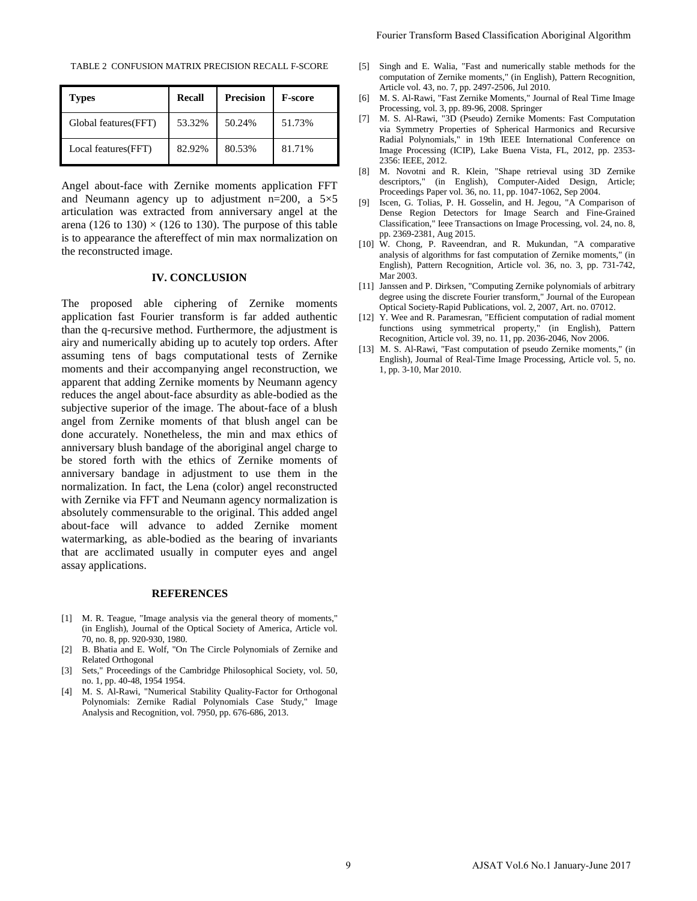TABLE 2 CONFUSION MATRIX PRECISION RECALL F-SCORE

| Types | Recall | Precision | F-score |
| --- | --- | --- | --- |
| Global features(FFT) | 53.32% | 50.24% | 51.73% |
| Local features(FFT) | 82.92% | 80.53% | 81.71% |

Angel about-face with Zernike moments application FFT and Neumann agency up to adjustment n=200, a 5×5 articulation was extracted from anniversary angel at the arena (126 to 130) × (126 to 130). The purpose of this table is to appearance the aftereffect of min max normalization on the reconstructed image.

## IV. CONCLUSION

The proposed able ciphering of Zernike moments application fast Fourier transform is far added authentic than the q-recursive method. Furthermore, the adjustment is airy and numerically abiding up to acutely top orders. After assuming tens of bags computational tests of Zernike moments and their accompanying angel reconstruction, we apparent that adding Zernike moments by Neumann agency reduces the angel about-face absurdity as able-bodied as the subjective superior of the image. The about-face of a blush angel from Zernike moments of that blush angel can be done accurately. Nonetheless, the min and max ethics of anniversary blush bandage of the aboriginal angel charge to be stored forth with the ethics of Zernike moments of anniversary bandage in adjustment to use them in the normalization. In fact, the Lena (color) angel reconstructed with Zernike via FFT and Neumann agency normalization is absolutely commensurable to the original. This added angel about-face will advance to added Zernike moment watermarking, as able-bodied as the bearing of invariants that are acclimated usually in computer eyes and angel assay applications.

## REFERENCES

[1] M. R. Teague, "Image analysis via the general theory of moments," (in English), Journal of the Optical Society of America, Article vol. 70, no. 8, pp. 920-930, 1980.

[2] B. Bhatia and E. Wolf, "On The Circle Polynomials of Zernike and Related Orthogonal

[3] Sets," Proceedings of the Cambridge Philosophical Society, vol. 50, no. 1, pp. 40-48, 1954 1954.

[4] M. S. Al-Rawi, "Numerical Stability Quality-Factor for Orthogonal Polynomials: Zernike Radial Polynomials Case Study," Image Analysis and Recognition, vol. 7950, pp. 676-686, 2013.

[5] Singh and E. Walia, "Fast and numerically stable methods for the computation of Zernike moments," (in English), Pattern Recognition, Article vol. 43, no. 7, pp. 2497-2506, Jul 2010.

[6] M. S. Al-Rawi, "Fast Zernike Moments," Journal of Real Time Image Processing, vol. 3, pp. 89-96, 2008. Springer

[7] M. S. Al-Rawi, "3D (Pseudo) Zernike Moments: Fast Computation via Symmetry Properties of Spherical Harmonics and Recursive Radial Polynomials," in 19th IEEE International Conference on Image Processing (ICIP), Lake Buena Vista, FL, 2012, pp. 2353-2356: IEEE, 2012.

[8] M. Novotni and R. Klein, "Shape retrieval using 3D Zernike descriptors," (in English), Computer-Aided Design, Article; Proceedings Paper vol. 36, no. 11, pp. 1047-1062, Sep 2004.

[9] Iscen, G. Tolias, P. H. Gosselin, and H. Jegou, "A Comparison of Dense Region Detectors for Image Search and Fine-Grained Classification," Ieee Transactions on Image Processing, vol. 24, no. 8, pp. 2369-2381, Aug 2015.

[10] W. Chong, P. Raveendran, and R. Mukundan, "A comparative analysis of algorithms for fast computation of Zernike moments," (in English), Pattern Recognition, Article vol. 36, no. 3, pp. 731-742, Mar 2003.

[11] Janssen and P. Dirksen, "Computing Zernike polynomials of arbitrary degree using the discrete Fourier transform," Journal of the European Optical Society-Rapid Publications, vol. 2, 2007, Art. no. 07012.

[12] Y. Wee and R. Paramesran, "Efficient computation of radial moment functions using symmetrical property," (in English), Pattern Recognition, Article vol. 39, no. 11, pp. 2036-2046, Nov 2006.

[13] M. S. Al-Rawi, "Fast computation of pseudo Zernike moments," (in English), Journal of Real-Time Image Processing, Article vol. 5, no. 1, pp. 3-10, Mar 2010.